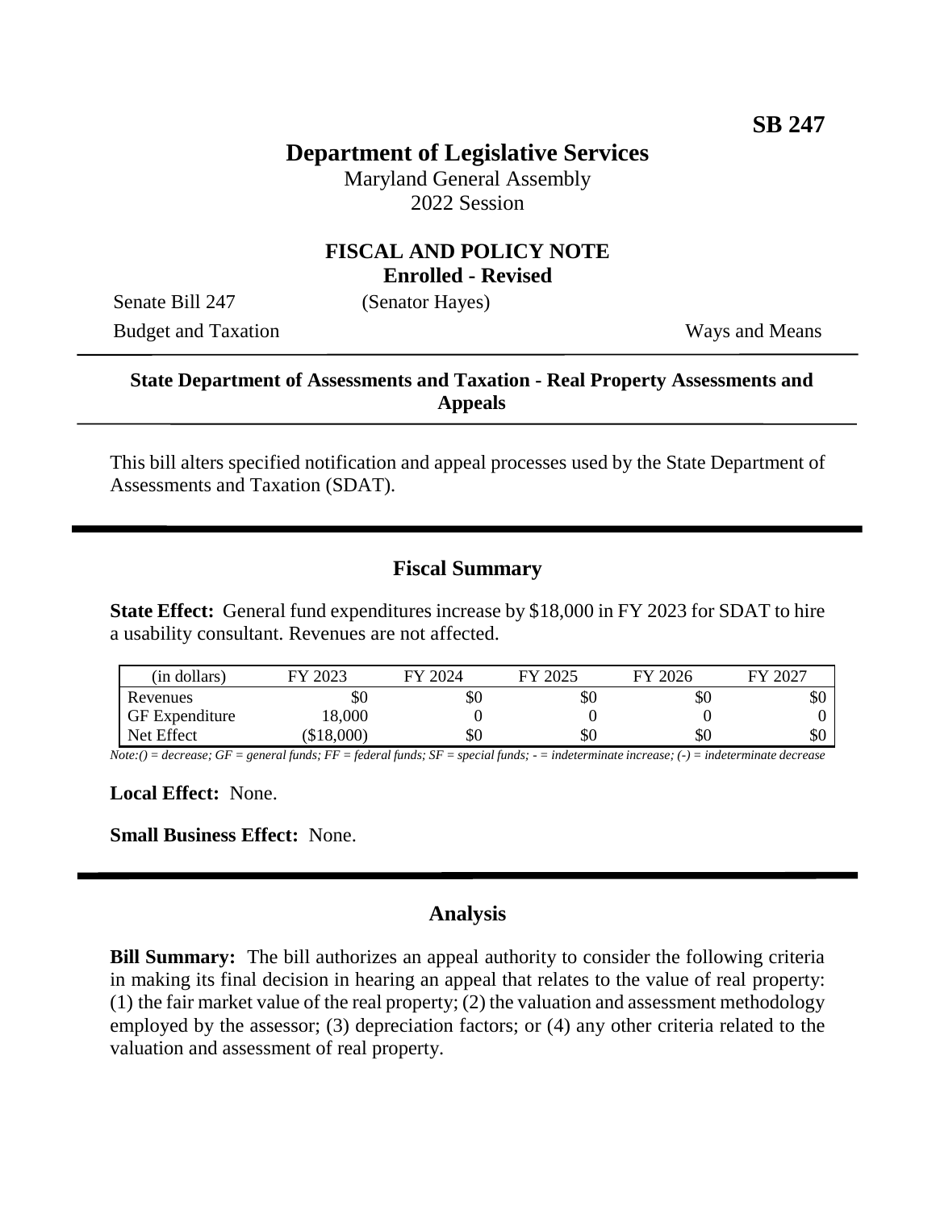**SB 247**

# Department of Legislative Services

Maryland General Assembly
2022 Session

## FISCAL AND POLICY NOTE
**Enrolled - Revised**

Senate Bill 247 (Senator Hayes)
Budget and Taxation Ways and Means

**State Department of Assessments and Taxation - Real Property Assessments and Appeals**

This bill alters specified notification and appeal processes used by the State Department of Assessments and Taxation (SDAT).

## Fiscal Summary

**State Effect:** General fund expenditures increase by $18,000 in FY 2023 for SDAT to hire a usability consultant. Revenues are not affected.

| (in dollars) | FY 2023 | FY 2024 | FY 2025 | FY 2026 | FY 2027 |
|---|---|---|---|---|---|
| Revenues | $0 | $0 | $0 | $0 | $0 |
| GF Expenditure | 18,000 | 0 | 0 | 0 | 0 |
| Net Effect | ($18,000) | $0 | $0 | $0 | $0 |

*Note:() = decrease; GF = general funds; FF = federal funds; SF = special funds; - = indeterminate increase; (-) = indeterminate decrease*

**Local Effect:** None.

**Small Business Effect:** None.

## Analysis

**Bill Summary:** The bill authorizes an appeal authority to consider the following criteria in making its final decision in hearing an appeal that relates to the value of real property: (1) the fair market value of the real property; (2) the valuation and assessment methodology employed by the assessor; (3) depreciation factors; or (4) any other criteria related to the valuation and assessment of real property.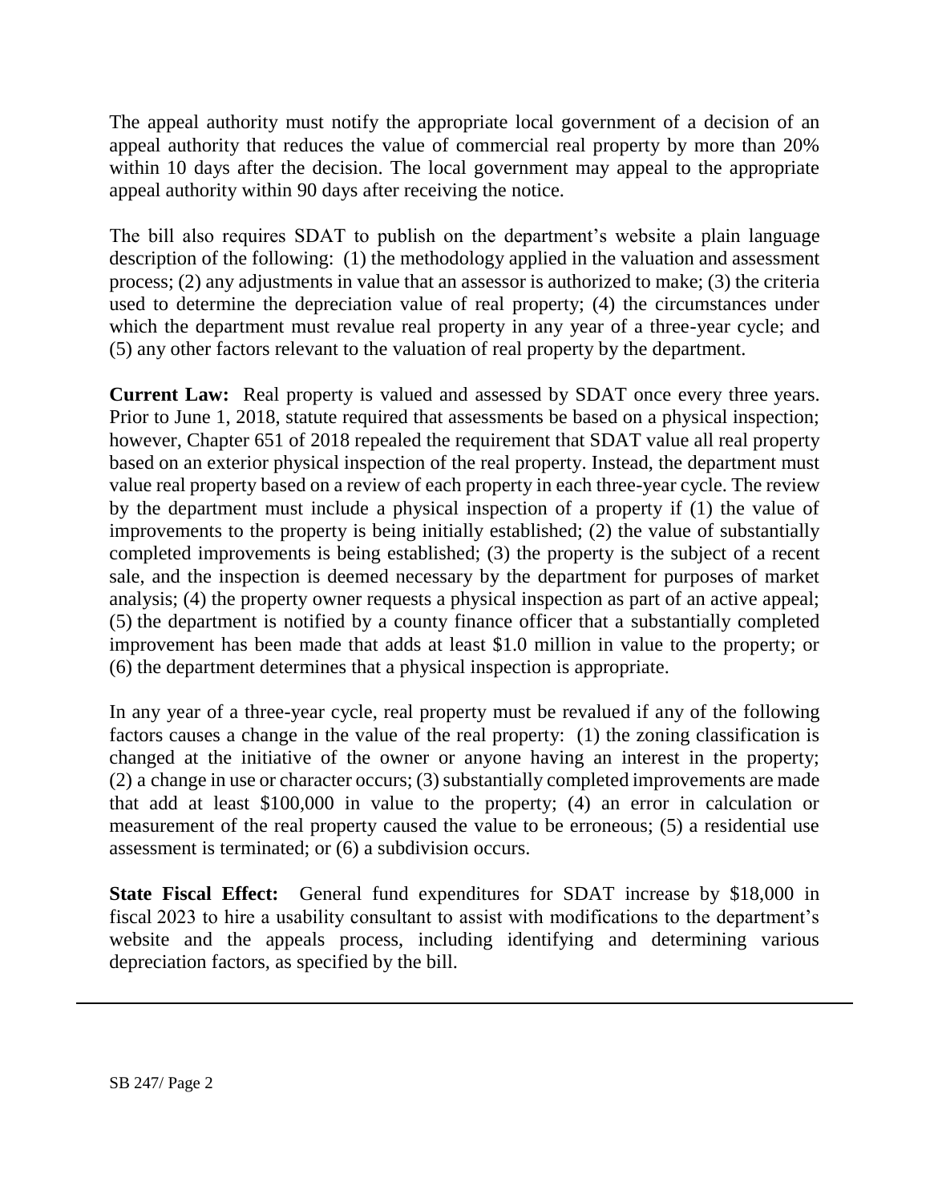The appeal authority must notify the appropriate local government of a decision of an appeal authority that reduces the value of commercial real property by more than 20% within 10 days after the decision. The local government may appeal to the appropriate appeal authority within 90 days after receiving the notice.

The bill also requires SDAT to publish on the department's website a plain language description of the following: (1) the methodology applied in the valuation and assessment process; (2) any adjustments in value that an assessor is authorized to make; (3) the criteria used to determine the depreciation value of real property; (4) the circumstances under which the department must revalue real property in any year of a three-year cycle; and (5) any other factors relevant to the valuation of real property by the department.

**Current Law:** Real property is valued and assessed by SDAT once every three years. Prior to June 1, 2018, statute required that assessments be based on a physical inspection; however, Chapter 651 of 2018 repealed the requirement that SDAT value all real property based on an exterior physical inspection of the real property. Instead, the department must value real property based on a review of each property in each three-year cycle. The review by the department must include a physical inspection of a property if (1) the value of improvements to the property is being initially established; (2) the value of substantially completed improvements is being established; (3) the property is the subject of a recent sale, and the inspection is deemed necessary by the department for purposes of market analysis; (4) the property owner requests a physical inspection as part of an active appeal; (5) the department is notified by a county finance officer that a substantially completed improvement has been made that adds at least $1.0 million in value to the property; or (6) the department determines that a physical inspection is appropriate.

In any year of a three-year cycle, real property must be revalued if any of the following factors causes a change in the value of the real property: (1) the zoning classification is changed at the initiative of the owner or anyone having an interest in the property; (2) a change in use or character occurs; (3) substantially completed improvements are made that add at least $100,000 in value to the property; (4) an error in calculation or measurement of the real property caused the value to be erroneous; (5) a residential use assessment is terminated; or (6) a subdivision occurs.

**State Fiscal Effect:** General fund expenditures for SDAT increase by $18,000 in fiscal 2023 to hire a usability consultant to assist with modifications to the department's website and the appeals process, including identifying and determining various depreciation factors, as specified by the bill.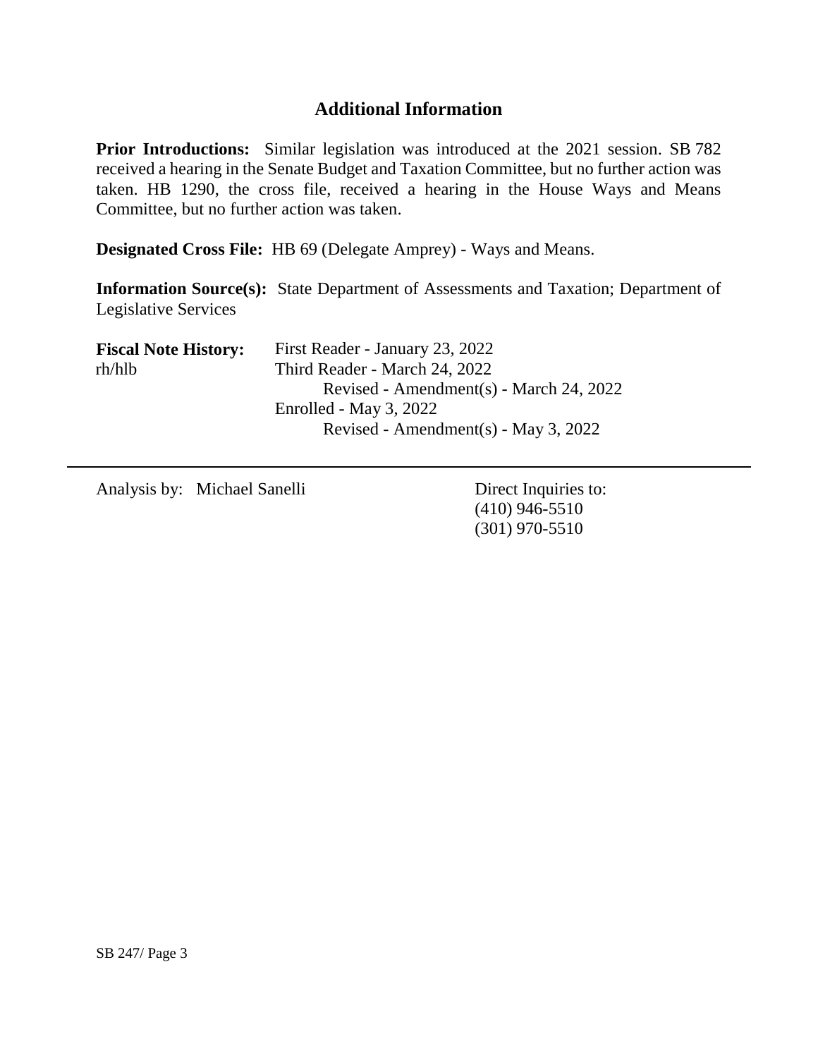## Additional Information

**Prior Introductions:** Similar legislation was introduced at the 2021 session. SB 782 received a hearing in the Senate Budget and Taxation Committee, but no further action was taken. HB 1290, the cross file, received a hearing in the House Ways and Means Committee, but no further action was taken.

**Designated Cross File:** HB 69 (Delegate Amprey) - Ways and Means.

**Information Source(s):** State Department of Assessments and Taxation; Department of Legislative Services

**Fiscal Note History:** First Reader - January 23, 2022
rh/hlb Third Reader - March 24, 2022
Revised - Amendment(s) - March 24, 2022
Enrolled - May 3, 2022
Revised - Amendment(s) - May 3, 2022

---

Analysis by: Michael Sanelli

Direct Inquiries to:
(410) 946-5510
(301) 970-5510